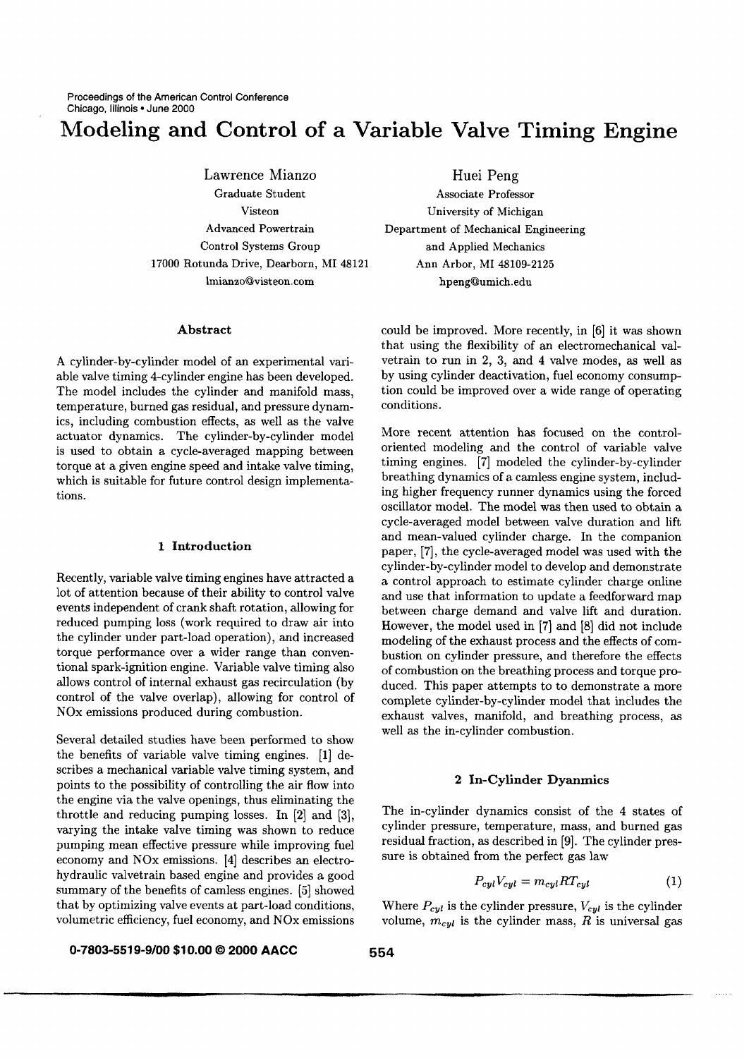Proceedings of the American Control Conference
Chicago, Illinois • June 2000

# Modeling and Control of a Variable Valve Timing Engine

Lawrence Mianzo
Graduate Student
Visteon
Advanced Powertrain
Control Systems Group
17000 Rotunda Drive, Dearborn, MI 48121
lmianzo@visteon.com

Huei Peng
Associate Professor
University of Michigan
Department of Mechanical Engineering
and Applied Mechanics
Ann Arbor, MI 48109-2125
hpeng@umich.edu

### Abstract

A cylinder-by-cylinder model of an experimental variable valve timing 4-cylinder engine has been developed. The model includes the cylinder and manifold mass, temperature, burned gas residual, and pressure dynamics, including combustion effects, as well as the valve actuator dynamics. The cylinder-by-cylinder model is used to obtain a cycle-averaged mapping between torque at a given engine speed and intake valve timing, which is suitable for future control design implementations.

## 1 Introduction

Recently, variable valve timing engines have attracted a lot of attention because of their ability to control valve events independent of crank shaft rotation, allowing for reduced pumping loss (work required to draw air into the cylinder under part-load operation), and increased torque performance over a wider range than conventional spark-ignition engine. Variable valve timing also allows control of internal exhaust gas recirculation (by control of the valve overlap), allowing for control of NOx emissions produced during combustion.

Several detailed studies have been performed to show the benefits of variable valve timing engines. [1] describes a mechanical variable valve timing system, and points to the possibility of controlling the air flow into the engine via the valve openings, thus eliminating the throttle and reducing pumping losses. In [2] and [3], varying the intake valve timing was shown to reduce pumping mean effective pressure while improving fuel economy and NOx emissions. [4] describes an electrohydraulic valvetrain based engine and provides a good summary of the benefits of camless engines. [5] showed that by optimizing valve events at part-load conditions, volumetric efficiency, fuel economy, and NOx emissions could be improved. More recently, in [6] it was shown that using the flexibility of an electromechanical valvetrain to run in 2, 3, and 4 valve modes, as well as by using cylinder deactivation, fuel economy consumption could be improved over a wide range of operating conditions.

More recent attention has focused on the control-oriented modeling and the control of variable valve timing engines. [7] modeled the cylinder-by-cylinder breathing dynamics of a camless engine system, including higher frequency runner dynamics using the forced oscillator model. The model was then used to obtain a cycle-averaged model between valve duration and lift and mean-valued cylinder charge. In the companion paper, [7], the cycle-averaged model was used with the cylinder-by-cylinder model to develop and demonstrate a control approach to estimate cylinder charge online and use that information to update a feedforward map between charge demand and valve lift and duration. However, the model used in [7] and [8] did not include modeling of the exhaust process and the effects of combustion on cylinder pressure, and therefore the effects of combustion on the breathing process and torque produced. This paper attempts to to demonstrate a more complete cylinder-by-cylinder model that includes the exhaust valves, manifold, and breathing process, as well as the in-cylinder combustion.

## 2 In-Cylinder Dyanmics

The in-cylinder dynamics consist of the 4 states of cylinder pressure, temperature, mass, and burned gas residual fraction, as described in [9]. The cylinder pressure is obtained from the perfect gas law

$$P_{cyl}V_{cyl} = m_{cyl}RT_{cyl} \tag{1}$$

Where $P_{cyl}$ is the cylinder pressure, $V_{cyl}$ is the cylinder volume, $m_{cyl}$ is the cylinder mass, $R$ is universal gas

0-7803-5519-9/00 $10.00 © 2000 AACC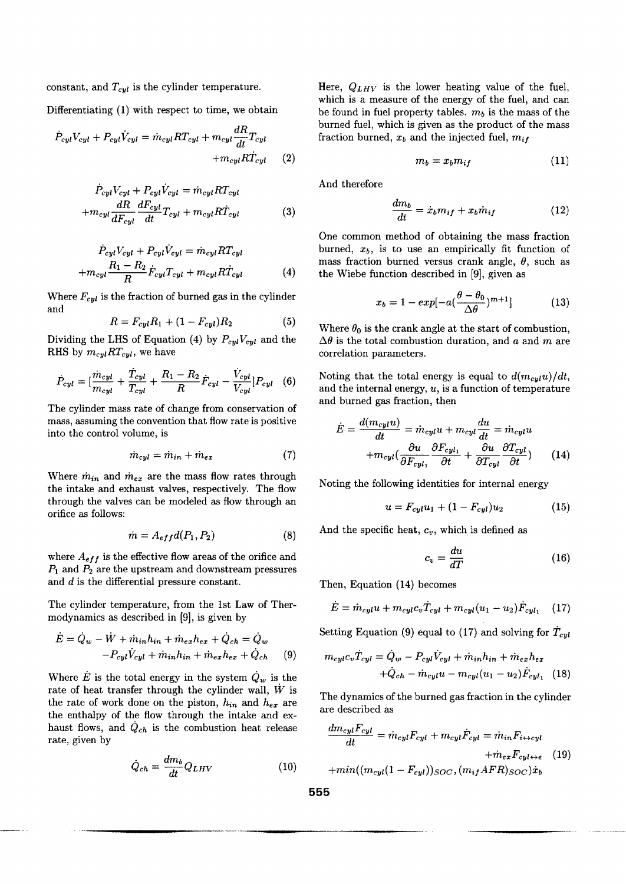constant, and $T_{cyl}$ is the cylinder temperature.

Differentiating (1) with respect to time, we obtain

$$\dot{P}_{cyl}V_{cyl} + P_{cyl}\dot{V}_{cyl} = \dot{m}_{cyl}RT_{cyl} + m_{cyl}\frac{dR}{dt}T_{cyl} + m_{cyl}R\dot{T}_{cyl} \quad (2)$$

$$\dot{P}_{cyl}V_{cyl} + P_{cyl}\dot{V}_{cyl} = \dot{m}_{cyl}RT_{cyl} + m_{cyl}\frac{dR}{dF_{cyl}}\frac{dF_{cyl}}{dt}T_{cyl} + m_{cyl}R\dot{T}_{cyl} \quad (3)$$

$$\dot{P}_{cyl}V_{cyl} + P_{cyl}\dot{V}_{cyl} = \dot{m}_{cyl}RT_{cyl} + m_{cyl}\frac{R_1 - R_2}{R}\dot{F}_{cyl}T_{cyl} + m_{cyl}R\dot{T}_{cyl} \quad (4)$$

Where $F_{cyl}$ is the fraction of burned gas in the cylinder and

$$R = F_{cyl}R_1 + (1 - F_{cyl})R_2 \quad (5)$$

Dividing the LHS of Equation (4) by $P_{cyl}V_{cyl}$ and the RHS by $m_{cyl}RT_{cyl}$, we have

$$\dot{P}_{cyl} = [\frac{\dot{m}_{cyl}}{m_{cyl}} + \frac{\dot{T}_{cyl}}{T_{cyl}} + \frac{R_1 - R_2}{R}\dot{F}_{cyl} - \frac{\dot{V}_{cyl}}{V_{cyl}}]P_{cyl} \quad (6)$$

The cylinder mass rate of change from conservation of mass, assuming the convention that flow rate is positive into the control volume, is

$$\dot{m}_{cyl} = \dot{m}_{in} + \dot{m}_{ex} \quad (7)$$

Where $\dot{m}_{in}$ and $\dot{m}_{ex}$ are the mass flow rates through the intake and exhaust valves, respectively. The flow through the valves can be modeled as flow through an orifice as follows:

$$\dot{m} = A_{eff}d(P_1, P_2) \quad (8)$$

where $A_{eff}$ is the effective flow areas of the orifice and $P_1$ and $P_2$ are the upstream and downstream pressures and $d$ is the differential pressure constant.

The cylinder temperature, from the 1st Law of Thermodynamics as described in [9], is given by

$$\dot{E} = \dot{Q}_w - \dot{W} + \dot{m}_{in}h_{in} + \dot{m}_{ex}h_{ex} + \dot{Q}_{ch} = \dot{Q}_w - P_{cyl}\dot{V}_{cyl} + \dot{m}_{in}h_{in} + \dot{m}_{ex}h_{ex} + \dot{Q}_{ch} \quad (9)$$

Where $\dot{E}$ is the total energy in the system $\dot{Q}_w$ is the rate of heat transfer through the cylinder wall, $\dot{W}$ is the rate of work done on the piston, $h_{in}$ and $h_{ex}$ are the enthalpy of the flow through the intake and exhaust flows, and $\dot{Q}_{ch}$ is the combustion heat release rate, given by

$$\dot{Q}_{ch} = \frac{dm_b}{dt}Q_{LHV} \quad (10)$$

Here, $Q_{LHV}$ is the lower heating value of the fuel, which is a measure of the energy of the fuel, and can be found in fuel property tables. $m_b$ is the mass of the burned fuel, which is given as the product of the mass fraction burned, $x_b$ and the injected fuel, $m_{if}$

$$m_b = x_b m_{if} \quad (11)$$

And therefore

$$\frac{dm_b}{dt} = \dot{x}_b m_{if} + x_b \dot{m}_{if} \quad (12)$$

One common method of obtaining the mass fraction burned, $x_b$, is to use an empirically fit function of mass fraction burned versus crank angle, $\theta$, such as the Wiebe function described in [9], given as

$$x_b = 1 - exp[-a(\frac{\theta - \theta_0}{\Delta\theta})^{m+1}] \quad (13)$$

Where $\theta_0$ is the crank angle at the start of combustion, $\Delta\theta$ is the total combustion duration, and $a$ and $m$ are correlation parameters.

Noting that the total energy is equal to $d(m_{cyl}u)/dt$, and the internal energy, $u$, is a function of temperature and burned gas fraction, then

$$\dot{E} = \frac{d(m_{cyl}u)}{dt} = \dot{m}_{cyl}u + m_{cyl}\frac{du}{dt} = \dot{m}_{cyl}u + m_{cyl}(\frac{\partial u}{\partial F_{cyl_1}}\frac{\partial F_{cyl_1}}{\partial t} + \frac{\partial u}{\partial T_{cyl}}\frac{\partial T_{cyl}}{\partial t}) \quad (14)$$

Noting the following identities for internal energy

$$u = F_{cyl}u_1 + (1 - F_{cyl})u_2 \quad (15)$$

And the specific heat, $c_v$, which is defined as

$$c_v = \frac{du}{dT} \quad (16)$$

Then, Equation (14) becomes

$$\dot{E} = \dot{m}_{cyl}u + m_{cyl}c_v\dot{T}_{cyl} + m_{cyl}(u_1 - u_2)\dot{F}_{cyl_1} \quad (17)$$

Setting Equation (9) equal to (17) and solving for $\dot{T}_{cyl}$

$$m_{cyl}c_v\dot{T}_{cyl} = \dot{Q}_w - P_{cyl}\dot{V}_{cyl} + \dot{m}_{in}h_{in} + \dot{m}_{ex}h_{ex} + \dot{Q}_{ch} - \dot{m}_{cyl}u - m_{cyl}(u_1 - u_2)\dot{F}_{cyl_1} \quad (18)$$

The dynamics of the burned gas fraction in the cylinder are described as

$$\frac{dm_{cyl}F_{cyl}}{dt} = \dot{m}_{cyl}F_{cyl} + m_{cyl}\dot{F}_{cyl} = \dot{m}_{in}F_{i\leftrightarrow cyl} + \dot{m}_{ex}F_{cyl\leftrightarrow e} + min((m_{cyl}(1 - F_{cyl}))_{SOC}, (m_{if}AFR)_{SOC})\dot{x}_b \quad (19)$$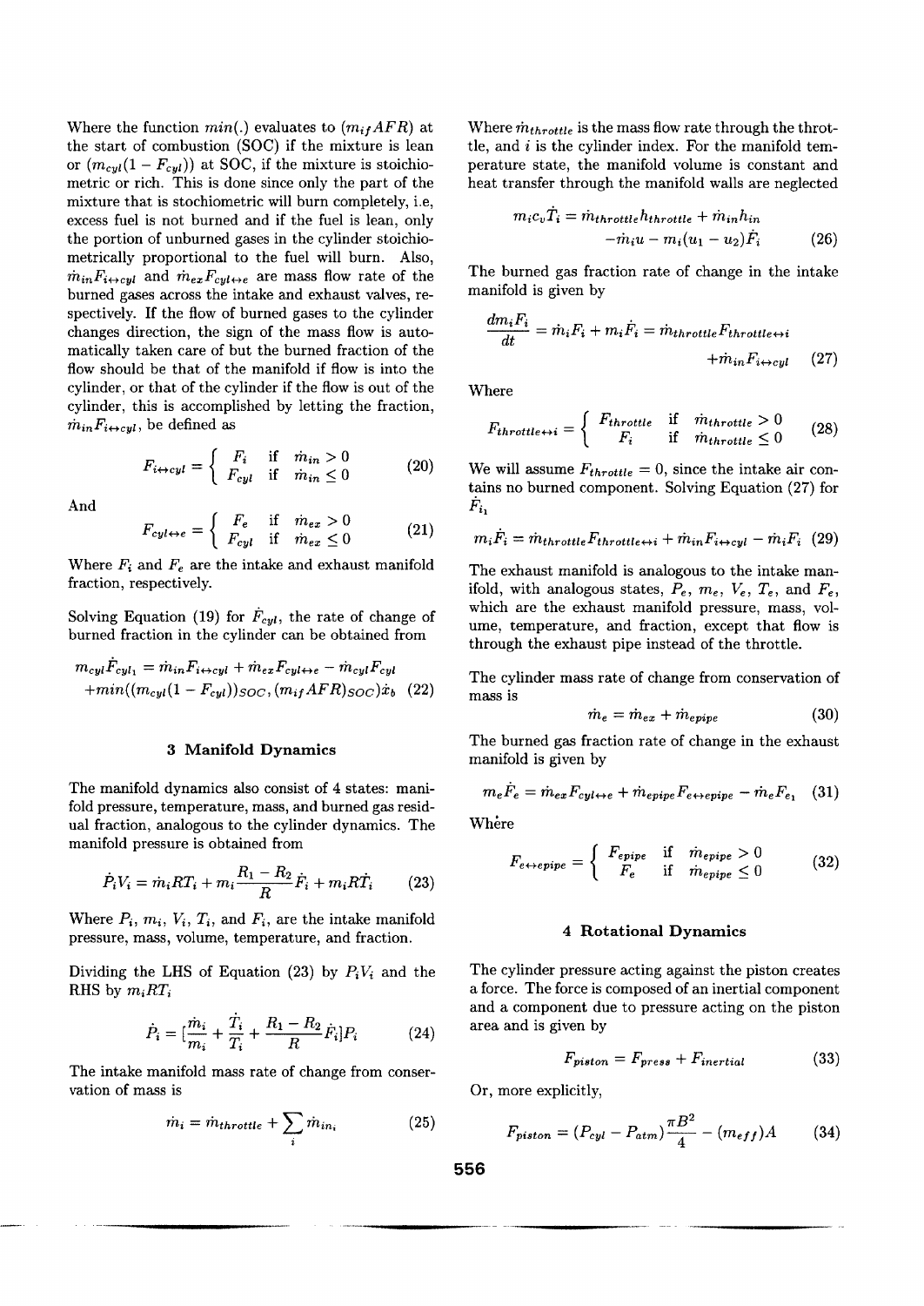Where the function $min(.)$ evaluates to $(m_{if}AFR)$ at the start of combustion (SOC) if the mixture is lean or $(m_{cyl}(1 - F_{cyl}))$ at SOC, if the mixture is stoichiometric or rich. This is done since only the part of the mixture that is stochiometric will burn completely, i.e, excess fuel is not burned and if the fuel is lean, only the portion of unburned gases in the cylinder stoichiometrically proportional to the fuel will burn. Also, $\dot{m}_{in}F_{i\leftrightarrow cyl}$ and $\dot{m}_{ex}F_{cyl\leftrightarrow e}$ are mass flow rate of the burned gases across the intake and exhaust valves, respectively. If the flow of burned gases to the cylinder changes direction, the sign of the mass flow is automatically taken care of but the burned fraction of the flow should be that of the manifold if flow is into the cylinder, or that of the cylinder if the flow is out of the cylinder, this is accomplished by letting the fraction, $\dot{m}_{in}F_{i\leftrightarrow cyl}$, be defined as

$$F_{i\leftrightarrow cyl} = \begin{cases} F_i & \text{if} \quad \dot{m}_{in} > 0 \\ F_{cyl} & \text{if} \quad \dot{m}_{in} \leq 0 \end{cases} \tag{20}$$

And

$$F_{cyl\leftrightarrow e} = \begin{cases} F_e & \text{if} \quad \dot{m}_{ex} > 0 \\ F_{cyl} & \text{if} \quad \dot{m}_{ex} \leq 0 \end{cases} \tag{21}$$

Where $F_i$ and $F_e$ are the intake and exhaust manifold fraction, respectively.

Solving Equation (19) for $\dot{F}_{cyl}$, the rate of change of burned fraction in the cylinder can be obtained from

$$m_{cyl}\dot{F}_{cyl_1} = \dot{m}_{in}F_{i\leftrightarrow cyl} + \dot{m}_{ex}F_{cyl\leftrightarrow e} - \dot{m}_{cyl}F_{cyl} + min((m_{cyl}(1 - F_{cyl}))_{SOC}, (m_{if}AFR)_{SOC})\dot{x}_b \tag{22}$$

## 3 Manifold Dynamics

The manifold dynamics also consist of 4 states: manifold pressure, temperature, mass, and burned gas residual fraction, analogous to the cylinder dynamics. The manifold pressure is obtained from

$$\dot{P}_i V_i = \dot{m}_i R T_i + m_i \frac{R_1 - R_2}{R}\dot{F}_i + m_i R \dot{T}_i \tag{23}$$

Where $P_i$, $m_i$, $V_i$, $T_i$, and $F_i$, are the intake manifold pressure, mass, volume, temperature, and fraction.

Dividing the LHS of Equation (23) by $P_iV_i$ and the RHS by $m_iRT_i$

$$\dot{P}_i = [\frac{\dot{m}_i}{m_i} + \frac{\dot{T}_i}{T_i} + \frac{R_1 - R_2}{R}\dot{F}_i]P_i \tag{24}$$

The intake manifold mass rate of change from conservation of mass is

$$\dot{m}_i = \dot{m}_{throttle} + \sum_i \dot{m}_{in_i} \tag{25}$$

Where $\dot{m}_{throttle}$ is the mass flow rate through the throttle, and $i$ is the cylinder index. For the manifold temperature state, the manifold volume is constant and heat transfer through the manifold walls are neglected

$$m_i c_v \dot{T}_i = \dot{m}_{throttle}h_{throttle} + \dot{m}_{in}h_{in} - \dot{m}_i u - m_i(u_1 - u_2)\dot{F}_i \tag{26}$$

The burned gas fraction rate of change in the intake manifold is given by

$$\frac{dm_iF_i}{dt} = \dot{m}_iF_i + m_i\dot{F}_i = \dot{m}_{throttle}F_{throttle\leftrightarrow i} + \dot{m}_{in}F_{i\leftrightarrow cyl} \tag{27}$$

Where

$$F_{throttle\leftrightarrow i} = \begin{cases} F_{throttle} & \text{if} \quad \dot{m}_{throttle} > 0 \\ F_i & \text{if} \quad \dot{m}_{throttle} \leq 0 \end{cases} \tag{28}$$

We will assume $F_{throttle} = 0$, since the intake air contains no burned component. Solving Equation (27) for $\dot{F}_{i_1}$

$$m_i\dot{F}_i = \dot{m}_{throttle}F_{throttle\leftrightarrow i} + \dot{m}_{in}F_{i\leftrightarrow cyl} - \dot{m}_iF_i \tag{29}$$

The exhaust manifold is analogous to the intake manifold, with analogous states, $P_e$, $m_e$, $V_e$, $T_e$, and $F_e$, which are the exhaust manifold pressure, mass, volume, temperature, and fraction, except that flow is through the exhaust pipe instead of the throttle.

The cylinder mass rate of change from conservation of mass is

$$\dot{m}_e = \dot{m}_{ex} + \dot{m}_{epipe} \tag{30}$$

The burned gas fraction rate of change in the exhaust manifold is given by

$$m_e\dot{F}_e = \dot{m}_{ex}F_{cyl\leftrightarrow e} + \dot{m}_{epipe}F_{e\leftrightarrow epipe} - \dot{m}_eF_{e_1} \tag{31}$$

Where

$$F_{e\leftrightarrow epipe} = \begin{cases} F_{epipe} & \text{if} \quad \dot{m}_{epipe} > 0 \\ F_e & \text{if} \quad \dot{m}_{epipe} \leq 0 \end{cases} \tag{32}$$

## 4 Rotational Dynamics

The cylinder pressure acting against the piston creates a force. The force is composed of an inertial component and a component due to pressure acting on the piston area and is given by

$$F_{piston} = F_{press} + F_{inertial} \tag{33}$$

Or, more explicitly,

$$F_{piston} = (P_{cyl} - P_{atm})\frac{\pi B^2}{4} - (m_{eff})A \tag{34}$$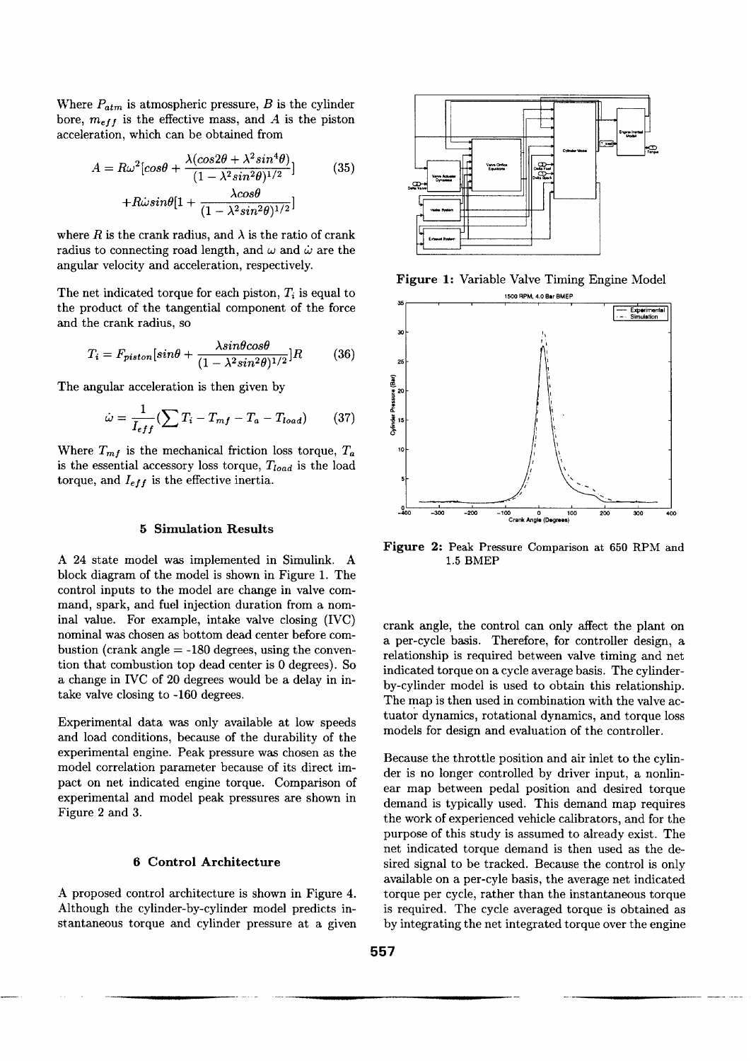Where $P_{atm}$ is atmospheric pressure, $B$ is the cylinder bore, $m_{eff}$ is the effective mass, and $A$ is the piston acceleration, which can be obtained from

$$A = R\omega^2[cos\theta + \frac{\lambda(cos2\theta + \lambda^2 sin^4\theta)}{(1-\lambda^2 sin^2\theta)^{1/2}}] + R\dot{\omega}sin\theta[1 + \frac{\lambda cos\theta}{(1-\lambda^2 sin^2\theta)^{1/2}}] \quad (35)$$

where $R$ is the crank radius, and $\lambda$ is the ratio of crank radius to connecting road length, and $\omega$ and $\dot{\omega}$ are the angular velocity and acceleration, respectively.

The net indicated torque for each piston, $T_i$ is equal to the product of the tangential component of the force and the crank radius, so

$$T_i = F_{piston}[sin\theta + \frac{\lambda sin\theta cos\theta}{(1-\lambda^2 sin^2\theta)^{1/2}}]R \quad (36)$$

The angular acceleration is then given by

$$\dot{\omega} = \frac{1}{I_{eff}}(\sum T_i - T_{mf} - T_a - T_{load}) \quad (37)$$

Where $T_{mf}$ is the mechanical friction loss torque, $T_a$ is the essential accessory loss torque, $T_{load}$ is the load torque, and $I_{eff}$ is the effective inertia.

## 5 Simulation Results

A 24 state model was implemented in Simulink. A block diagram of the model is shown in Figure 1. The control inputs to the model are change in valve command, spark, and fuel injection duration from a nominal value. For example, intake valve closing (IVC) nominal was chosen as bottom dead center before combustion (crank angle = -180 degrees, using the convention that combustion top dead center is 0 degrees). So a change in IVC of 20 degrees would be a delay in intake valve closing to -160 degrees.

Experimental data was only available at low speeds and load conditions, because of the durability of the experimental engine. Peak pressure was chosen as the model correlation parameter because of its direct impact on net indicated engine torque. Comparison of experimental and model peak pressures are shown in Figure 2 and 3.

## 6 Control Architecture

A proposed control architecture is shown in Figure 4. Although the cylinder-by-cylinder model predicts instantaneous torque and cylinder pressure at a given crank angle, the control can only affect the plant on a per-cycle basis. Therefore, for controller design, a relationship is required between valve timing and net indicated torque on a cycle average basis. The cylinder-by-cylinder model is used to obtain this relationship. The map is then used in combination with the valve actuator dynamics, rotational dynamics, and torque loss models for design and evaluation of the controller.

**Figure 1:** Variable Valve Timing Engine Model

**Figure 2:** Peak Pressure Comparison at 650 RPM and 1.5 BMEP

Because the throttle position and air inlet to the cylinder is no longer controlled by driver input, a nonlinear map between pedal position and desired torque demand is typically used. This demand map requires the work of experienced vehicle calibrators, and for the purpose of this study is assumed to already exist. The net indicated torque demand is then used as the desired signal to be tracked. Because the control is only available on a per-cyle basis, the average net indicated torque per cycle, rather than the instantaneous torque is required. The cycle averaged torque is obtained as by integrating the net integrated torque over the engine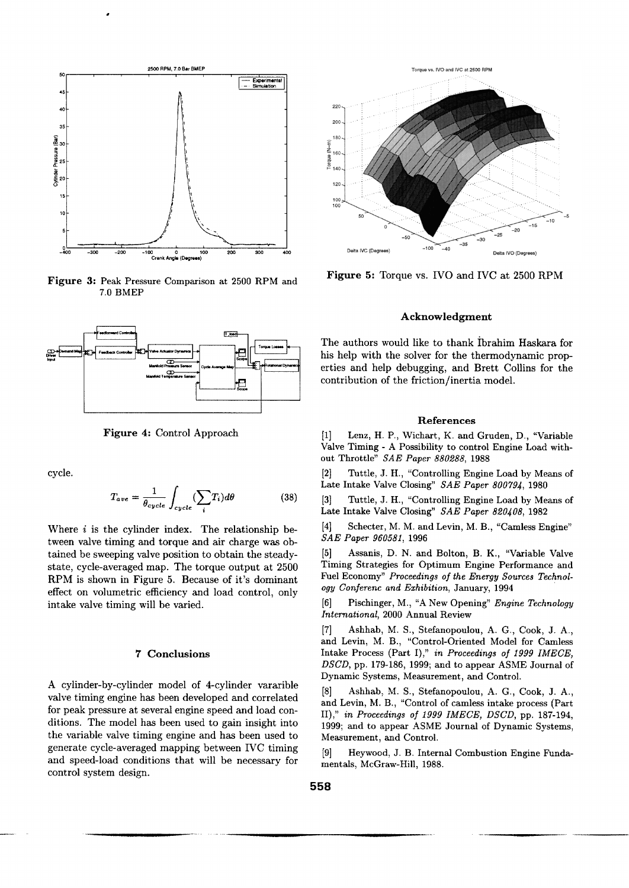2500 RPM, 7.0 Bar BMEP

Experimental
Simulation

Cylinder Pressure (Bar)

Crank Angle (Degrees)

Figure 3: Peak Pressure Comparison at 2500 RPM and 7.0 BMEP

Feedforward Controller
Demand Map
Driver Input
Feedback Controller
Valve Actuator Dynamics
Manifold Pressure Sensor
Manifold Temperature Sensor
Cycle Average Map
T_load
Torque Losses
Rotational Dynamics
Scope
Scope

Figure 4: Control Approach

cycle.

$$T_{ave} = \frac{1}{\theta_{cycle}} \int_{cycle} (\sum_i T_i) d\theta \tag{38}$$

Where $i$ is the cylinder index. The relationship between valve timing and torque and air charge was obtained be sweeping valve position to obtain the steady-state, cycle-averaged map. The torque output at 2500 RPM is shown in Figure 5. Because of it's dominant effect on volumetric efficiency and load control, only intake valve timing will be varied.

## 7 Conclusions

A cylinder-by-cylinder model of 4-cylinder vararible valve timing engine has been developed and correlated for peak pressure at several engine speed and load conditions. The model has been used to gain insight into the variable valve timing engine and has been used to generate cycle-averaged mapping between IVC timing and speed-load conditions that will be necessary for control system design.

Torque vs. IVO and IVC at 2500 RPM

Torque (N-m)

Delta IVC (Degrees)

Delta IVO (Degrees)

Figure 5: Torque vs. IVO and IVC at 2500 RPM

## Acknowledgment

The authors would like to thank İbrahim Haskara for his help with the solver for the thermodynamic properties and help debugging, and Brett Collins for the contribution of the friction/inertia model.

## References

[1] Lenz, H. P., Wichart, K. and Gruden, D., "Variable Valve Timing - A Possibility to control Engine Load without Throttle" *SAE Paper 880288*, 1988

[2] Tuttle, J. H., "Controlling Engine Load by Means of Late Intake Valve Closing" *SAE Paper 800794*, 1980

[3] Tuttle, J. H., "Controlling Engine Load by Means of Late Intake Valve Closing" *SAE Paper 820408*, 1982

[4] Schecter, M. M. and Levin, M. B., "Camless Engine" *SAE Paper 960581*, 1996

[5] Assanis, D. N. and Bolton, B. K., "Variable Valve Timing Strategies for Optimum Engine Performance and Fuel Economy" *Proceedings of the Energy Sources Technology Conferenc and Exhibition*, January, 1994

[6] Pischinger, M., "A New Opening" *Engine Technology International*, 2000 Annual Review

[7] Ashhab, M. S., Stefanopoulou, A. G., Cook, J. A., and Levin, M. B., "Control-Oriented Model for Camless Intake Process (Part I)," *in Proceedings of 1999 IMECE, DSCD*, pp. 179-186, 1999; and to appear ASME Journal of Dynamic Systems, Measurement, and Control.

[8] Ashhab, M. S., Stefanopoulou, A. G., Cook, J. A., and Levin, M. B., "Control of camless intake process (Part II)," *in Proceedings of 1999 IMECE, DSCD*, pp. 187-194, 1999; and to appear ASME Journal of Dynamic Systems, Measurement, and Control.

[9] Heywood, J. B. Internal Combustion Engine Fundamentals, McGraw-Hill, 1988.